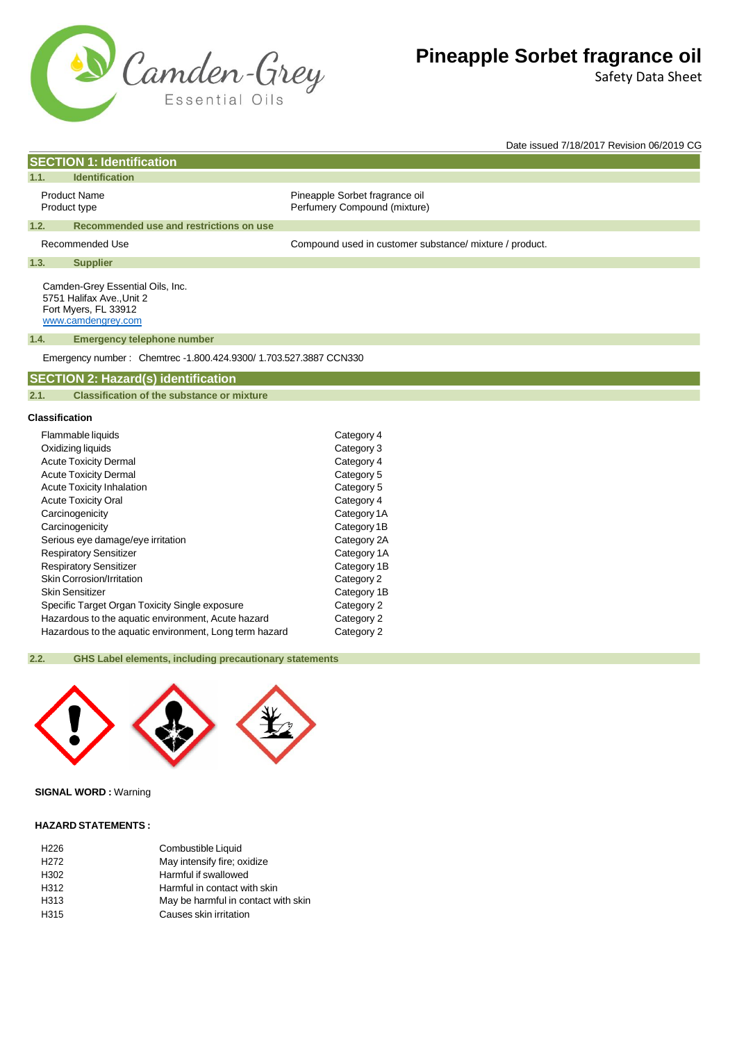# Pineapple Sorbet fragrance oil

Safety Data Sheet

Date issued 7/18/2017 Revision 06/2019 CG

## SECTION 1: Identification

### 1.1. Identification

| | |
|---|---|
| Product Name | Pineapple Sorbet fragrance oil |
| Product type | Perfumery Compound (mixture) |

### 1.2. Recommended use and restrictions on use

| | |
|---|---|
| Recommended Use | Compound used in customer substance/ mixture / product. |

### 1.3. Supplier

Camden-Grey Essential Oils, Inc.
5751 Halifax Ave.,Unit 2
Fort Myers, FL 33912
www.camdengrey.com

### 1.4. Emergency telephone number

Emergency number : Chemtrec -1.800.424.9300/ 1.703.527.3887 CCN330

## SECTION 2: Hazard(s) identification

### 2.1. Classification of the substance or mixture

**Classification**

| | |
|---|---|
| Flammable liquids | Category 4 |
| Oxidizing liquids | Category 3 |
| Acute Toxicity Dermal | Category 4 |
| Acute Toxicity Dermal | Category 5 |
| Acute Toxicity Inhalation | Category 5 |
| Acute Toxicity Oral | Category 4 |
| Carcinogenicity | Category 1A |
| Carcinogenicity | Category 1B |
| Serious eye damage/eye irritation | Category 2A |
| Respiratory Sensitizer | Category 1A |
| Respiratory Sensitizer | Category 1B |
| Skin Corrosion/Irritation | Category 2 |
| Skin Sensitizer | Category 1B |
| Specific Target Organ Toxicity Single exposure | Category 2 |
| Hazardous to the aquatic environment, Acute hazard | Category 2 |
| Hazardous to the aquatic environment, Long term hazard | Category 2 |

### 2.2. GHS Label elements, including precautionary statements

**SIGNAL WORD :** Warning

**HAZARD STATEMENTS :**

| | |
|---|---|
| H226 | Combustible Liquid |
| H272 | May intensify fire; oxidize |
| H302 | Harmful if swallowed |
| H312 | Harmful in contact with skin |
| H313 | May be harmful in contact with skin |
| H315 | Causes skin irritation |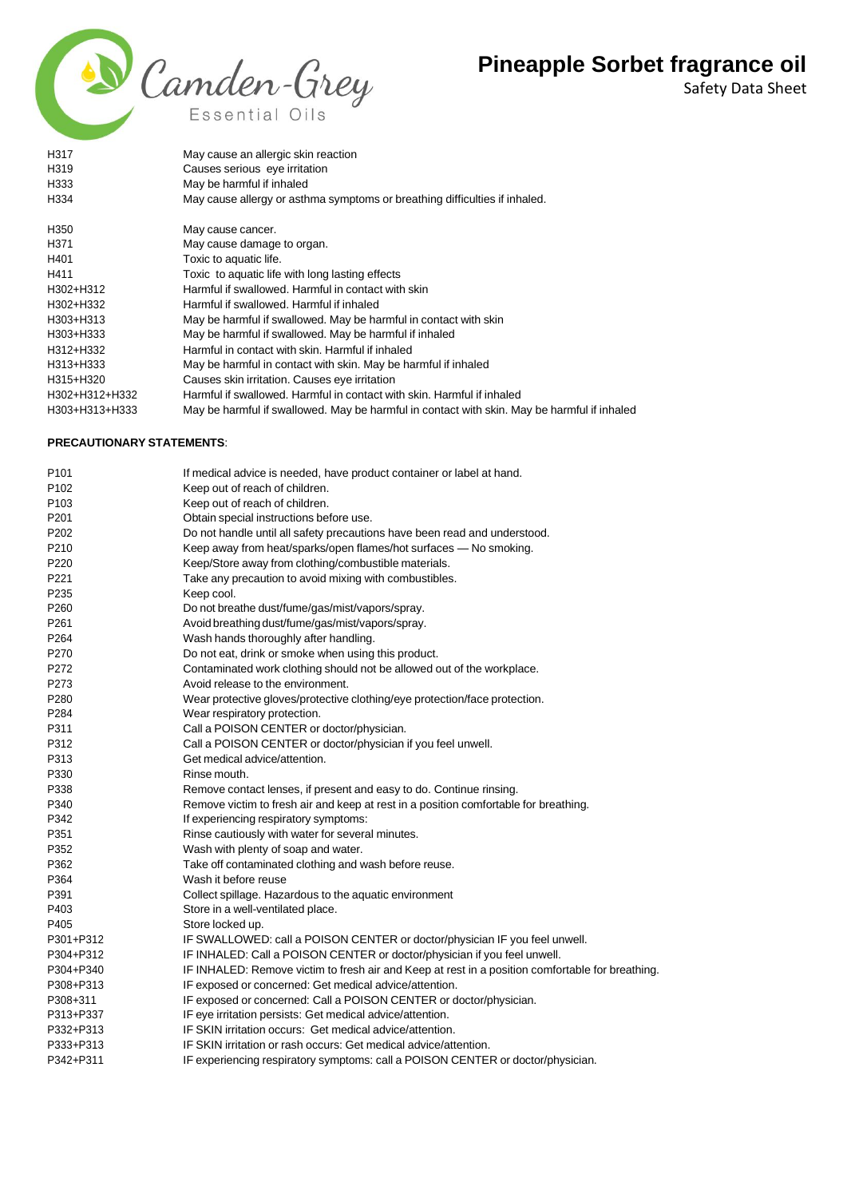| | |
|---|---|
| H317 | May cause an allergic skin reaction |
| H319 | Causes serious eye irritation |
| H333 | May be harmful if inhaled |
| H334 | May cause allergy or asthma symptoms or breathing difficulties if inhaled. |
| H350 | May cause cancer. |
| H371 | May cause damage to organ. |
| H401 | Toxic to aquatic life. |
| H411 | Toxic to aquatic life with long lasting effects |
| H302+H312 | Harmful if swallowed. Harmful in contact with skin |
| H302+H332 | Harmful if swallowed. Harmful if inhaled |
| H303+H313 | May be harmful if swallowed. May be harmful in contact with skin |
| H303+H333 | May be harmful if swallowed. May be harmful if inhaled |
| H312+H332 | Harmful in contact with skin. Harmful if inhaled |
| H313+H333 | May be harmful in contact with skin. May be harmful if inhaled |
| H315+H320 | Causes skin irritation. Causes eye irritation |
| H302+H312+H332 | Harmful if swallowed. Harmful in contact with skin. Harmful if inhaled |
| H303+H313+H333 | May be harmful if swallowed. May be harmful in contact with skin. May be harmful if inhaled |

**PRECAUTIONARY STATEMENTS**:

| | |
|---|---|
| P101 | If medical advice is needed, have product container or label at hand. |
| P102 | Keep out of reach of children. |
| P103 | Keep out of reach of children. |
| P201 | Obtain special instructions before use. |
| P202 | Do not handle until all safety precautions have been read and understood. |
| P210 | Keep away from heat/sparks/open flames/hot surfaces — No smoking. |
| P220 | Keep/Store away from clothing/combustible materials. |
| P221 | Take any precaution to avoid mixing with combustibles. |
| P235 | Keep cool. |
| P260 | Do not breathe dust/fume/gas/mist/vapors/spray. |
| P261 | Avoid breathing dust/fume/gas/mist/vapors/spray. |
| P264 | Wash hands thoroughly after handling. |
| P270 | Do not eat, drink or smoke when using this product. |
| P272 | Contaminated work clothing should not be allowed out of the workplace. |
| P273 | Avoid release to the environment. |
| P280 | Wear protective gloves/protective clothing/eye protection/face protection. |
| P284 | Wear respiratory protection. |
| P311 | Call a POISON CENTER or doctor/physician. |
| P312 | Call a POISON CENTER or doctor/physician if you feel unwell. |
| P313 | Get medical advice/attention. |
| P330 | Rinse mouth. |
| P338 | Remove contact lenses, if present and easy to do. Continue rinsing. |
| P340 | Remove victim to fresh air and keep at rest in a position comfortable for breathing. |
| P342 | If experiencing respiratory symptoms: |
| P351 | Rinse cautiously with water for several minutes. |
| P352 | Wash with plenty of soap and water. |
| P362 | Take off contaminated clothing and wash before reuse. |
| P364 | Wash it before reuse |
| P391 | Collect spillage. Hazardous to the aquatic environment |
| P403 | Store in a well-ventilated place. |
| P405 | Store locked up. |
| P301+P312 | IF SWALLOWED: call a POISON CENTER or doctor/physician IF you feel unwell. |
| P304+P312 | IF INHALED: Call a POISON CENTER or doctor/physician if you feel unwell. |
| P304+P340 | IF INHALED: Remove victim to fresh air and Keep at rest in a position comfortable for breathing. |
| P308+P313 | IF exposed or concerned: Get medical advice/attention. |
| P308+311 | IF exposed or concerned: Call a POISON CENTER or doctor/physician. |
| P313+P337 | IF eye irritation persists: Get medical advice/attention. |
| P332+P313 | IF SKIN irritation occurs: Get medical advice/attention. |
| P333+P313 | IF SKIN irritation or rash occurs: Get medical advice/attention. |
| P342+P311 | IF experiencing respiratory symptoms: call a POISON CENTER or doctor/physician. |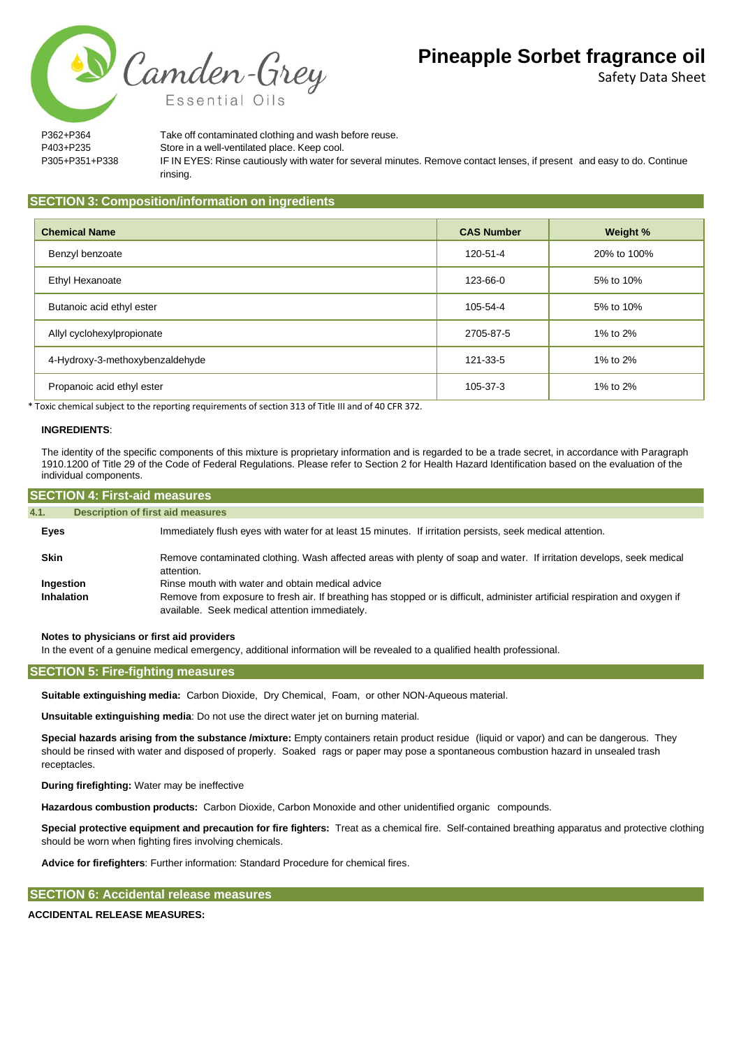| | |
|---|---|
| P362+P364 | Take off contaminated clothing and wash before reuse. |
| P403+P235 | Store in a well-ventilated place. Keep cool. |
| P305+P351+P338 | IF IN EYES: Rinse cautiously with water for several minutes. Remove contact lenses, if present and easy to do. Continue rinsing. |

## SECTION 3: Composition/information on ingredients

| Chemical Name | CAS Number | Weight % |
|---|---|---|
| Benzyl benzoate | 120-51-4 | 20% to 100% |
| Ethyl Hexanoate | 123-66-0 | 5% to 10% |
| Butanoic acid ethyl ester | 105-54-4 | 5% to 10% |
| Allyl cyclohexylpropionate | 2705-87-5 | 1% to 2% |
| 4-Hydroxy-3-methoxybenzaldehyde | 121-33-5 | 1% to 2% |
| Propanoic acid ethyl ester | 105-37-3 | 1% to 2% |

* Toxic chemical subject to the reporting requirements of section 313 of Title III and of 40 CFR 372.

**INGREDIENTS**:

The identity of the specific components of this mixture is proprietary information and is regarded to be a trade secret, in accordance with Paragraph 1910.1200 of Title 29 of the Code of Federal Regulations. Please refer to Section 2 for Health Hazard Identification based on the evaluation of the individual components.

## SECTION 4: First-aid measures

### 4.1. Description of first aid measures

**Eyes** Immediately flush eyes with water for at least 15 minutes. If irritation persists, seek medical attention.

**Skin** Remove contaminated clothing. Wash affected areas with plenty of soap and water. If irritation develops, seek medical attention.

**Ingestion** Rinse mouth with water and obtain medical advice

**Inhalation** Remove from exposure to fresh air. If breathing has stopped or is difficult, administer artificial respiration and oxygen if available. Seek medical attention immediately.

**Notes to physicians or first aid providers**

In the event of a genuine medical emergency, additional information will be revealed to a qualified health professional.

## SECTION 5: Fire-fighting measures

**Suitable extinguishing media:** Carbon Dioxide, Dry Chemical, Foam, or other NON-Aqueous material.

**Unsuitable extinguishing media**: Do not use the direct water jet on burning material.

**Special hazards arising from the substance /mixture:** Empty containers retain product residue (liquid or vapor) and can be dangerous. They should be rinsed with water and disposed of properly. Soaked rags or paper may pose a spontaneous combustion hazard in unsealed trash receptacles.

**During firefighting:** Water may be ineffective

**Hazardous combustion products:** Carbon Dioxide, Carbon Monoxide and other unidentified organic compounds.

**Special protective equipment and precaution for fire fighters:** Treat as a chemical fire. Self-contained breathing apparatus and protective clothing should be worn when fighting fires involving chemicals.

**Advice for firefighters**: Further information: Standard Procedure for chemical fires.

## SECTION 6: Accidental release measures

**ACCIDENTAL RELEASE MEASURES:**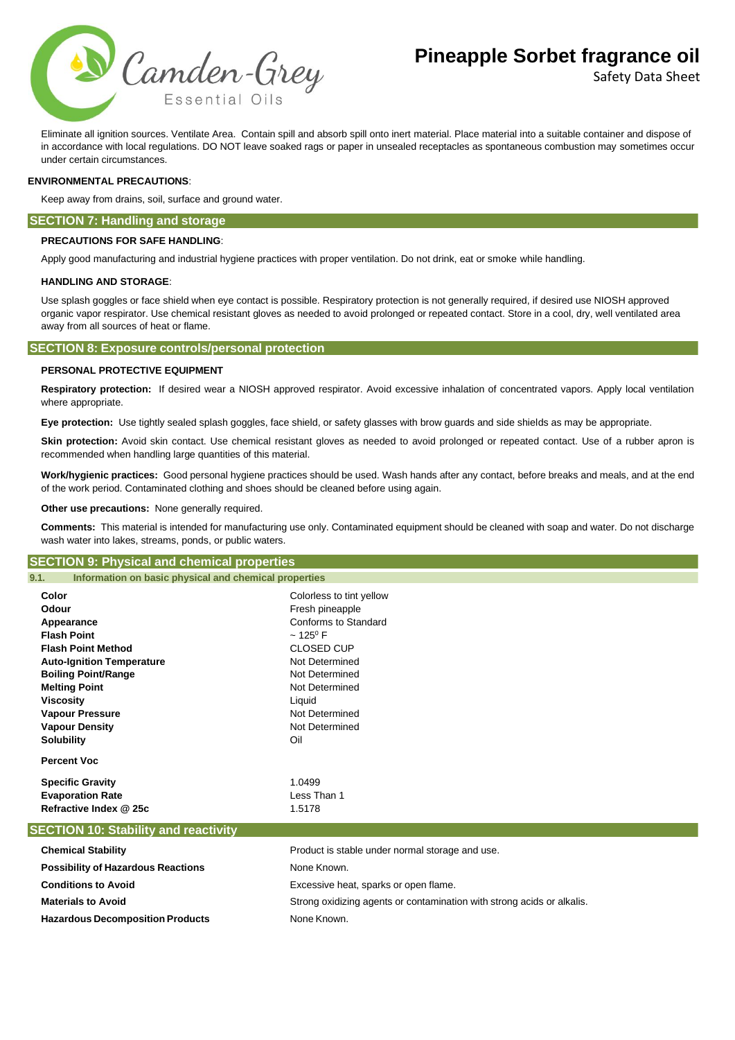Eliminate all ignition sources. Ventilate Area. Contain spill and absorb spill onto inert material. Place material into a suitable container and dispose of in accordance with local regulations. DO NOT leave soaked rags or paper in unsealed receptacles as spontaneous combustion may sometimes occur under certain circumstances.

**ENVIRONMENTAL PRECAUTIONS**:

Keep away from drains, soil, surface and ground water.

## SECTION 7: Handling and storage

**PRECAUTIONS FOR SAFE HANDLING**:

Apply good manufacturing and industrial hygiene practices with proper ventilation. Do not drink, eat or smoke while handling.

**HANDLING AND STORAGE**:

Use splash goggles or face shield when eye contact is possible. Respiratory protection is not generally required, if desired use NIOSH approved organic vapor respirator. Use chemical resistant gloves as needed to avoid prolonged or repeated contact. Store in a cool, dry, well ventilated area away from all sources of heat or flame.

## SECTION 8: Exposure controls/personal protection

**PERSONAL PROTECTIVE EQUIPMENT**

**Respiratory protection:** If desired wear a NIOSH approved respirator. Avoid excessive inhalation of concentrated vapors. Apply local ventilation where appropriate.

**Eye protection:** Use tightly sealed splash goggles, face shield, or safety glasses with brow guards and side shields as may be appropriate.

**Skin protection:** Avoid skin contact. Use chemical resistant gloves as needed to avoid prolonged or repeated contact. Use of a rubber apron is recommended when handling large quantities of this material.

**Work/hygienic practices:** Good personal hygiene practices should be used. Wash hands after any contact, before breaks and meals, and at the end of the work period. Contaminated clothing and shoes should be cleaned before using again.

**Other use precautions:** None generally required.

**Comments:** This material is intended for manufacturing use only. Contaminated equipment should be cleaned with soap and water. Do not discharge wash water into lakes, streams, ponds, or public waters.

## SECTION 9: Physical and chemical properties

### 9.1. Information on basic physical and chemical properties

| | |
|---|---|
| **Color** | Colorless to tint yellow |
| **Odour** | Fresh pineapple |
| **Appearance** | Conforms to Standard |
| **Flash Point** | ~ $125^0$ F |
| **Flash Point Method** | CLOSED CUP |
| **Auto-Ignition Temperature** | Not Determined |
| **Boiling Point/Range** | Not Determined |
| **Melting Point** | Not Determined |
| **Viscosity** | Liquid |
| **Vapour Pressure** | Not Determined |
| **Vapour Density** | Not Determined |
| **Solubility** | Oil |
| **Percent Voc** | |
| **Specific Gravity** | 1.0499 |
| **Evaporation Rate** | Less Than 1 |
| **Refractive Index @ 25c** | 1.5178 |

## SECTION 10: Stability and reactivity

| | |
|---|---|
| **Chemical Stability** | Product is stable under normal storage and use. |
| **Possibility of Hazardous Reactions** | None Known. |
| **Conditions to Avoid** | Excessive heat, sparks or open flame. |
| **Materials to Avoid** | Strong oxidizing agents or contamination with strong acids or alkalis. |
| **Hazardous Decomposition Products** | None Known. |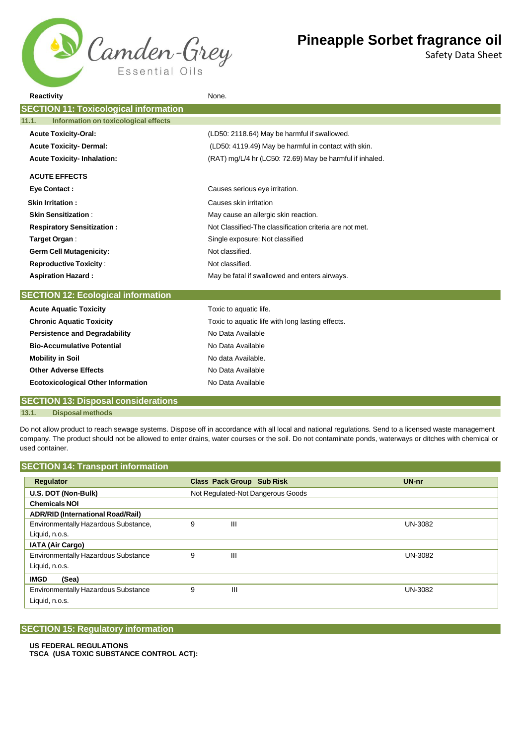| | |
|---|---|
| **Reactivity** | None. |

## SECTION 11: Toxicological information

### 11.1. Information on toxicological effects

| | |
|---|---|
| **Acute Toxicity-Oral:** | (LD50: 2118.64) May be harmful if swallowed. |
| **Acute Toxicity- Dermal:** | (LD50: 4119.49) May be harmful in contact with skin. |
| **Acute Toxicity- Inhalation:** | (RAT) mg/L/4 hr (LC50: 72.69) May be harmful if inhaled. |

**ACUTE EFFECTS**

| | |
|---|---|
| **Eye Contact :** | Causes serious eye irritation. |
| **Skin Irritation :** | Causes skin irritation |
| **Skin Sensitization** : | May cause an allergic skin reaction. |
| **Respiratory Sensitization :** | Not Classified-The classification criteria are not met. |
| **Target Organ** : | Single exposure: Not classified |
| **Germ Cell Mutagenicity:** | Not classified. |
| **Reproductive Toxicity** : | Not classified. |
| **Aspiration Hazard :** | May be fatal if swallowed and enters airways. |

## SECTION 12: Ecological information

| | |
|---|---|
| **Acute Aquatic Toxicity** | Toxic to aquatic life. |
| **Chronic Aquatic Toxicity** | Toxic to aquatic life with long lasting effects. |
| **Persistence and Degradability** | No Data Available |
| **Bio-Accumulative Potential** | No Data Available |
| **Mobility in Soil** | No data Available. |
| **Other Adverse Effects** | No Data Available |
| **Ecotoxicological Other Information** | No Data Available |

## SECTION 13: Disposal considerations

### 13.1. Disposal methods

Do not allow product to reach sewage systems. Dispose off in accordance with all local and national regulations. Send to a licensed waste management company. The product should not be allowed to enter drains, water courses or the soil. Do not contaminate ponds, waterways or ditches with chemical or used container.

## SECTION 14: Transport information

| Regulator | Class | Pack Group | Sub Risk | UN-nr |
|---|---|---|---|---|
| **U.S. DOT (Non-Bulk)** | Not Regulated-Not Dangerous Goods | | | |
| **Chemicals NOI** | | | | |
| **ADR/RID (International Road/Rail)** | | | | |
| Environmentally Hazardous Substance, Liquid, n.o.s. | 9 | III | | UN-3082 |
| **IATA (Air Cargo)** | | | | |
| Environmentally Hazardous Substance Liquid, n.o.s. | 9 | III | | UN-3082 |
| **IMGD (Sea)** | | | | |
| Environmentally Hazardous Substance Liquid, n.o.s. | 9 | III | | UN-3082 |

## SECTION 15: Regulatory information

**US FEDERAL REGULATIONS**
**TSCA (USA TOXIC SUBSTANCE CONTROL ACT):**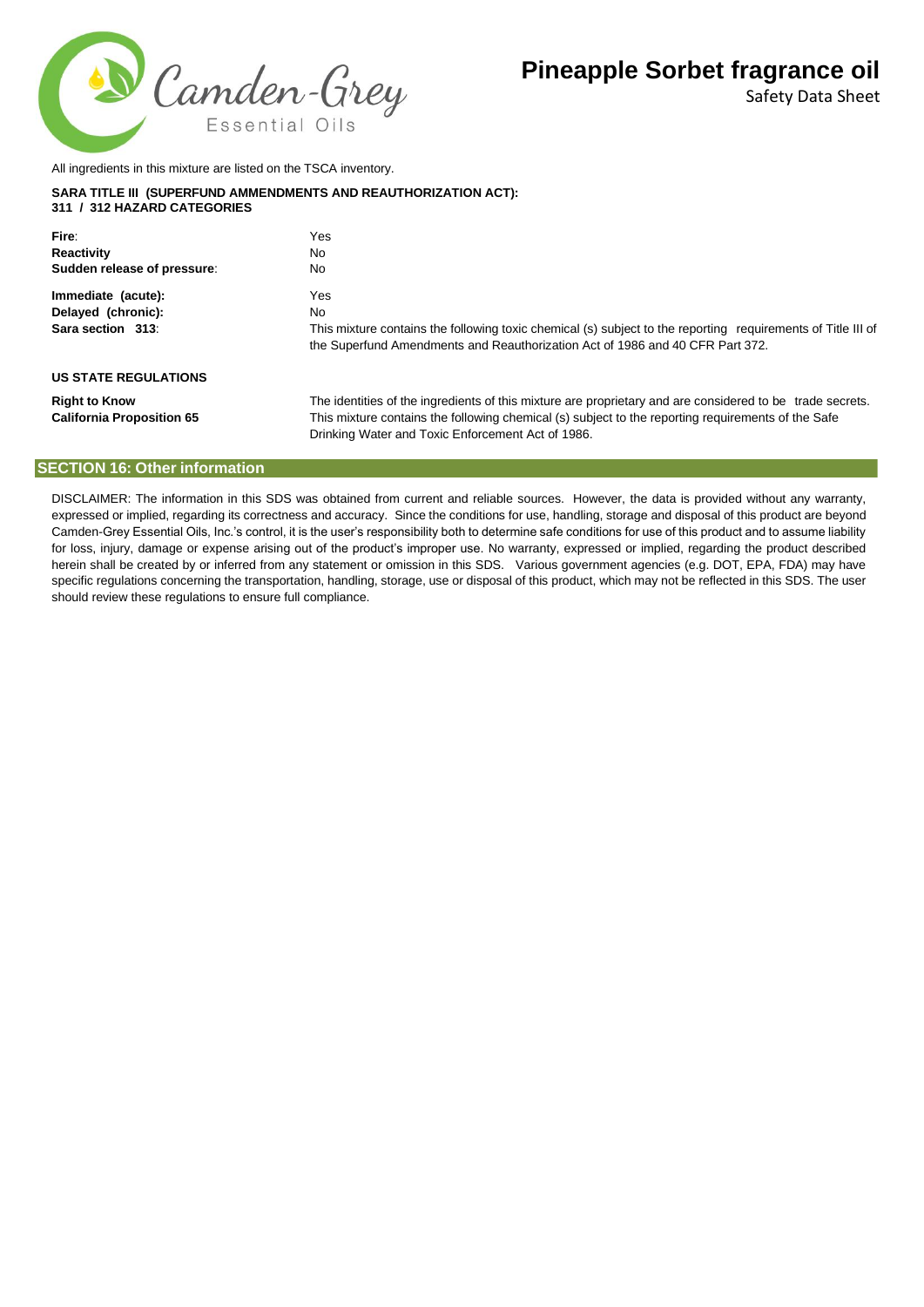All ingredients in this mixture are listed on the TSCA inventory.

**SARA TITLE III (SUPERFUND AMMENDMENTS AND REAUTHORIZATION ACT):**
**311 / 312 HAZARD CATEGORIES**

| | |
|---|---|
| **Fire**: | Yes |
| **Reactivity** | No |
| **Sudden release of pressure**: | No |
| **Immediate (acute):** | Yes |
| **Delayed (chronic):** | No |
| **Sara section 313**: | This mixture contains the following toxic chemical (s) subject to the reporting requirements of Title III of the Superfund Amendments and Reauthorization Act of 1986 and 40 CFR Part 372. |

**US STATE REGULATIONS**

| | |
|---|---|
| **Right to Know** | The identities of the ingredients of this mixture are proprietary and are considered to be trade secrets. |
| **California Proposition 65** | This mixture contains the following chemical (s) subject to the reporting requirements of the Safe Drinking Water and Toxic Enforcement Act of 1986. |

## SECTION 16: Other information

DISCLAIMER: The information in this SDS was obtained from current and reliable sources. However, the data is provided without any warranty, expressed or implied, regarding its correctness and accuracy. Since the conditions for use, handling, storage and disposal of this product are beyond Camden-Grey Essential Oils, Inc.'s control, it is the user's responsibility both to determine safe conditions for use of this product and to assume liability for loss, injury, damage or expense arising out of the product's improper use. No warranty, expressed or implied, regarding the product described herein shall be created by or inferred from any statement or omission in this SDS. Various government agencies (e.g. DOT, EPA, FDA) may have specific regulations concerning the transportation, handling, storage, use or disposal of this product, which may not be reflected in this SDS. The user should review these regulations to ensure full compliance.